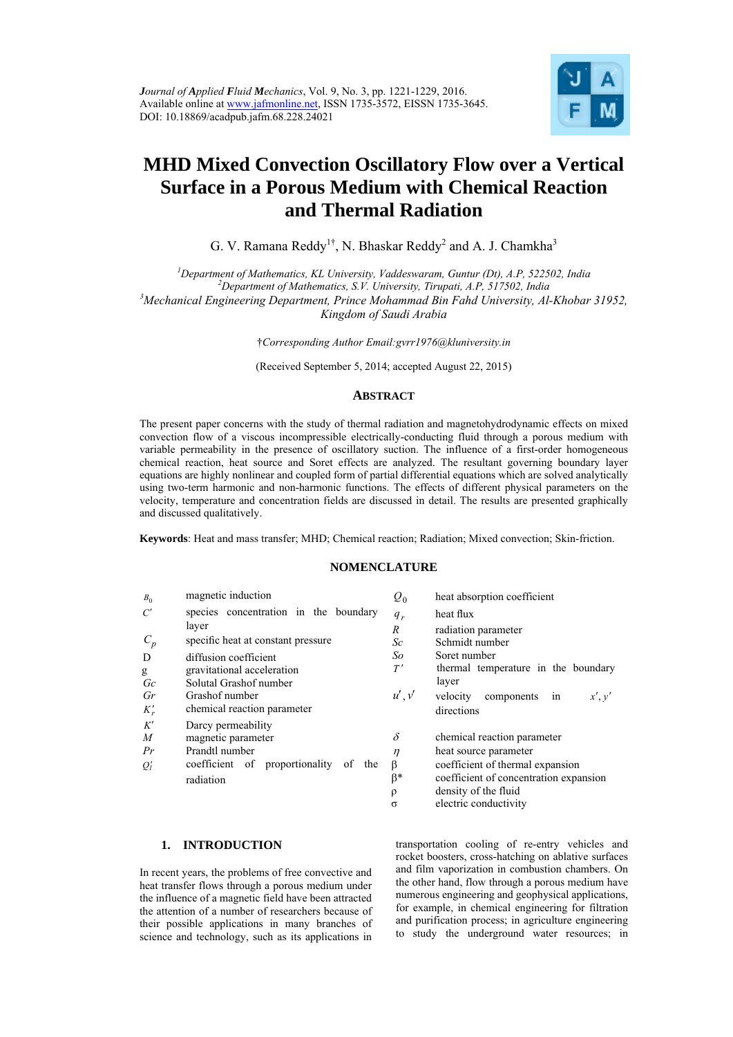*Journal of Applied Fluid Mechanics*, Vol. 9, No. 3, pp. 1221-1229, 2016.
Available online at www.jafmonline.net, ISSN 1735-3572, EISSN 1735-3645.
DOI: 10.18869/acadpub.jafm.68.228.24021

# MHD Mixed Convection Oscillatory Flow over a Vertical Surface in a Porous Medium with Chemical Reaction and Thermal Radiation

G. V. Ramana Reddy[1†], N. Bhaskar Reddy[2] and A. J. Chamkha[3]

[1]*Department of Mathematics, KL University, Vaddeswaram, Guntur (Dt), A.P, 522502, India*
[2]*Department of Mathematics, S.V. University, Tirupati, A.P, 517502, India*
[3]*Mechanical Engineering Department, Prince Mohammad Bin Fahd University, Al-Khobar 31952, Kingdom of Saudi Arabia*

†*Corresponding Author Email:gvrr1976@kluniversity.in*

(Received September 5, 2014; accepted August 22, 2015)

## ABSTRACT

The present paper concerns with the study of thermal radiation and magnetohydrodynamic effects on mixed convection flow of a viscous incompressible electrically-conducting fluid through a porous medium with variable permeability in the presence of oscillatory suction. The influence of a first-order homogeneous chemical reaction, heat source and Soret effects are analyzed. The resultant governing boundary layer equations are highly nonlinear and coupled form of partial differential equations which are solved analytically using two-term harmonic and non-harmonic functions. The effects of different physical parameters on the velocity, temperature and concentration fields are discussed in detail. The results are presented graphically and discussed qualitatively.

**Keywords**: Heat and mass transfer; MHD; Chemical reaction; Radiation; Mixed convection; Skin-friction.

## NOMENCLATURE

| | | | |
|---|---|---|---|
| $B_0$ | magnetic induction | $Q_0$ | heat absorption coefficient |
| $C'$ | species concentration in the boundary layer | $q_r$ | heat flux |
| $C_p$ | specific heat at constant pressure | $R$ | radiation parameter |
| D | diffusion coefficient | $Sc$ | Schmidt number |
| g | gravitational acceleration | $So$ | Soret number |
| $Gc$ | Solutal Grashof number | $T'$ | thermal temperature in the boundary layer |
| $Gr$ | Grashof number | $u', v'$ | velocity components in $x', y'$ directions |
| $K'_r$ | chemical reaction parameter | | |
| $K'$ | Darcy permeability | $\delta$ | chemical reaction parameter |
| $M$ | magnetic parameter | $\eta$ | heat source parameter |
| $Pr$ | Prandtl number | $\beta$ | coefficient of thermal expansion |
| $Q'_l$ | coefficient of proportionality of the radiation | $\beta^*$ | coefficient of concentration expansion |
| | | $\rho$ | density of the fluid |
| | | $\sigma$ | electric conductivity |

## 1. INTRODUCTION

In recent years, the problems of free convective and heat transfer flows through a porous medium under the influence of a magnetic field have attracted the attention of a number of researchers because of their possible applications in many branches of science and technology, such as its applications in transportation cooling of re-entry vehicles and rocket boosters, cross-hatching on ablative surfaces and film vaporization in combustion chambers. On the other hand, flow through a porous medium have numerous engineering and geophysical applications, for example, in chemical engineering for filtration and purification process; in agriculture engineering to study the underground water resources; in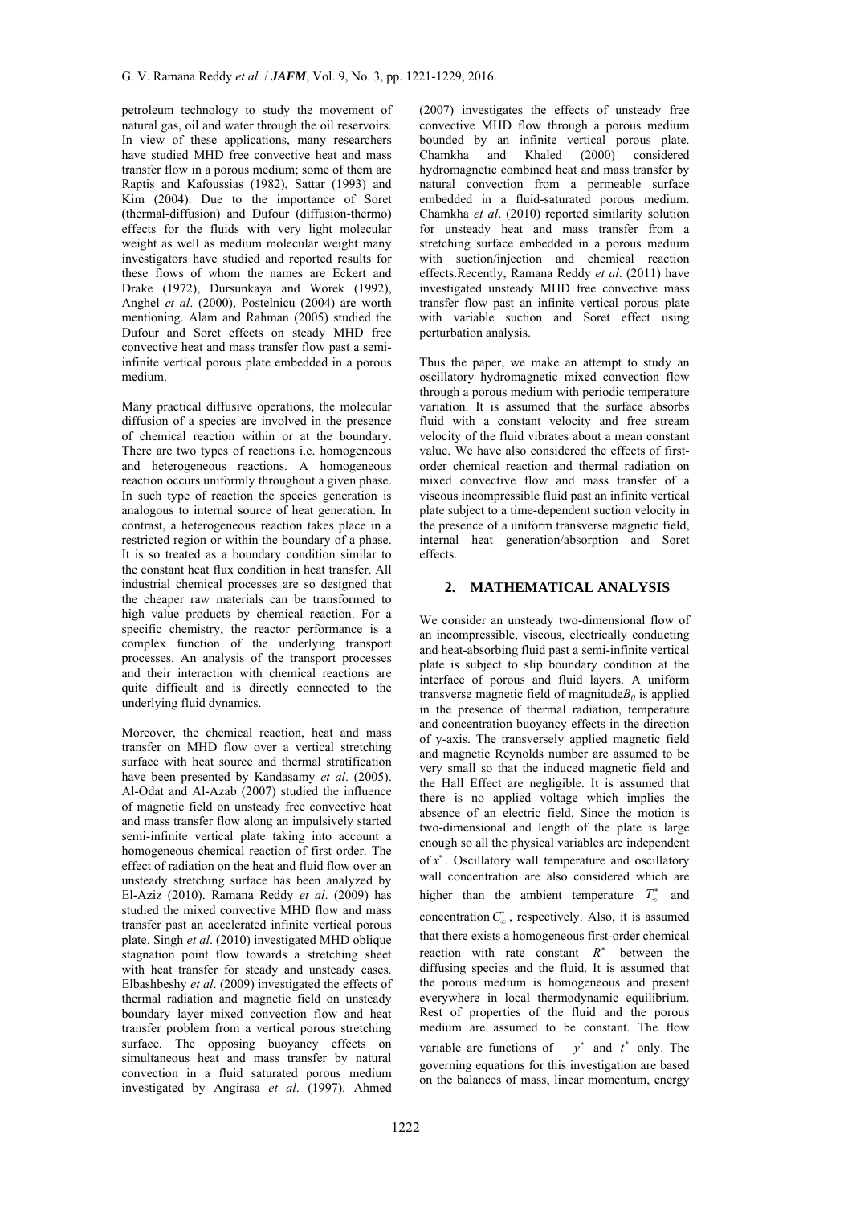petroleum technology to study the movement of natural gas, oil and water through the oil reservoirs. In view of these applications, many researchers have studied MHD free convective heat and mass transfer flow in a porous medium; some of them are Raptis and Kafoussias (1982), Sattar (1993) and Kim (2004). Due to the importance of Soret (thermal-diffusion) and Dufour (diffusion-thermo) effects for the fluids with very light molecular weight as well as medium molecular weight many investigators have studied and reported results for these flows of whom the names are Eckert and Drake (1972), Dursunkaya and Worek (1992), Anghel *et al*. (2000), Postelnicu (2004) are worth mentioning. Alam and Rahman (2005) studied the Dufour and Soret effects on steady MHD free convective heat and mass transfer flow past a semi-infinite vertical porous plate embedded in a porous medium.

Many practical diffusive operations, the molecular diffusion of a species are involved in the presence of chemical reaction within or at the boundary. There are two types of reactions i.e. homogeneous and heterogeneous reactions. A homogeneous reaction occurs uniformly throughout a given phase. In such type of reaction the species generation is analogous to internal source of heat generation. In contrast, a heterogeneous reaction takes place in a restricted region or within the boundary of a phase. It is so treated as a boundary condition similar to the constant heat flux condition in heat transfer. All industrial chemical processes are so designed that the cheaper raw materials can be transformed to high value products by chemical reaction. For a specific chemistry, the reactor performance is a complex function of the underlying transport processes. An analysis of the transport processes and their interaction with chemical reactions are quite difficult and is directly connected to the underlying fluid dynamics.

Moreover, the chemical reaction, heat and mass transfer on MHD flow over a vertical stretching surface with heat source and thermal stratification have been presented by Kandasamy *et al*. (2005). Al-Odat and Al-Azab (2007) studied the influence of magnetic field on unsteady free convective heat and mass transfer flow along an impulsively started semi-infinite vertical plate taking into account a homogeneous chemical reaction of first order. The effect of radiation on the heat and fluid flow over an unsteady stretching surface has been analyzed by El-Aziz (2010). Ramana Reddy *et al*. (2009) has studied the mixed convective MHD flow and mass transfer past an accelerated infinite vertical porous plate. Singh *et al*. (2010) investigated MHD oblique stagnation point flow towards a stretching sheet with heat transfer for steady and unsteady cases. Elbashbeshy *et al*. (2009) investigated the effects of thermal radiation and magnetic field on unsteady boundary layer mixed convection flow and heat transfer problem from a vertical porous stretching surface. The opposing buoyancy effects on simultaneous heat and mass transfer by natural convection in a fluid saturated porous medium investigated by Angirasa *et al*. (1997). Ahmed (2007) investigates the effects of unsteady free convective MHD flow through a porous medium bounded by an infinite vertical porous plate. Chamkha and Khaled (2000) considered hydromagnetic combined heat and mass transfer by natural convection from a permeable surface embedded in a fluid-saturated porous medium. Chamkha *et al*. (2010) reported similarity solution for unsteady heat and mass transfer from a stretching surface embedded in a porous medium with suction/injection and chemical reaction effects.Recently, Ramana Reddy *et al*. (2011) have investigated unsteady MHD free convective mass transfer flow past an infinite vertical porous plate with variable suction and Soret effect using perturbation analysis.

Thus the paper, we make an attempt to study an oscillatory hydromagnetic mixed convection flow through a porous medium with periodic temperature variation. It is assumed that the surface absorbs fluid with a constant velocity and free stream velocity of the fluid vibrates about a mean constant value. We have also considered the effects of first-order chemical reaction and thermal radiation on mixed convective flow and mass transfer of a viscous incompressible fluid past an infinite vertical plate subject to a time-dependent suction velocity in the presence of a uniform transverse magnetic field, internal heat generation/absorption and Soret effects.

## 2. MATHEMATICAL ANALYSIS

We consider an unsteady two-dimensional flow of an incompressible, viscous, electrically conducting and heat-absorbing fluid past a semi-infinite vertical plate is subject to slip boundary condition at the interface of porous and fluid layers. A uniform transverse magnetic field of magnitude$B_0$ is applied in the presence of thermal radiation, temperature and concentration buoyancy effects in the direction of y-axis. The transversely applied magnetic field and magnetic Reynolds number are assumed to be very small so that the induced magnetic field and the Hall Effect are negligible. It is assumed that there is no applied voltage which implies the absence of an electric field. Since the motion is two-dimensional and length of the plate is large enough so all the physical variables are independent of $x^*$. Oscillatory wall temperature and oscillatory wall concentration are also considered which are higher than the ambient temperature $T_\infty^*$ and concentration $C_\infty^*$, respectively. Also, it is assumed that there exists a homogeneous first-order chemical reaction with rate constant $R^*$ between the diffusing species and the fluid. It is assumed that the porous medium is homogeneous and present everywhere in local thermodynamic equilibrium. Rest of properties of the fluid and the porous medium are assumed to be constant. The flow variable are functions of $y^*$ and $t^*$ only. The governing equations for this investigation are based on the balances of mass, linear momentum, energy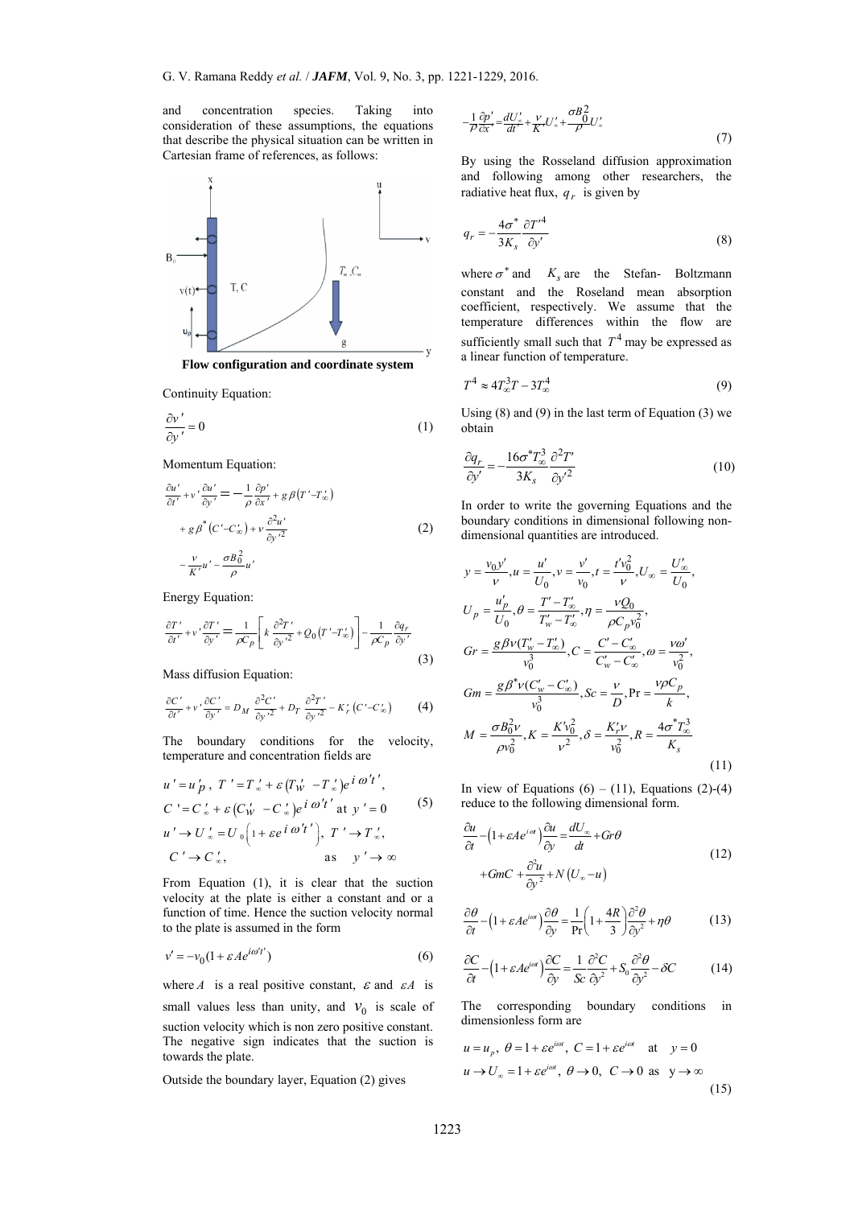and concentration species. Taking into consideration of these assumptions, the equations that describe the physical situation can be written in Cartesian frame of references, as follows:

**Flow configuration and coordinate system**

Continuity Equation:

$$\frac{\partial v'}{\partial y'} = 0 \tag{1}$$

Momentum Equation:

$$\frac{\partial u'}{\partial t'} + v'\frac{\partial u'}{\partial y'} = -\frac{1}{\rho}\frac{\partial p'}{\partial x'} + g\beta\left(T' - T'_\infty\right) + g\beta^*\left(C' - C'_\infty\right) + \nu\frac{\partial^2 u'}{\partial y'^2} - \frac{\nu}{K'}u' - \frac{\sigma B_0^2}{\rho}u' \tag{2}$$

Energy Equation:

$$\frac{\partial T'}{\partial t'} + v'\frac{\partial T'}{\partial y'} = \frac{1}{\rho C_p}\left[k\frac{\partial^2 T'}{\partial y'^2} + Q_0\left(T' - T'_\infty\right)\right] - \frac{1}{\rho C_p}\frac{\partial q_r}{\partial y'} \tag{3}$$

Mass diffusion Equation:

$$\frac{\partial C'}{\partial t'} + v'\frac{\partial C'}{\partial y'} = D_M\frac{\partial^2 C'}{\partial y'^2} + D_T\frac{\partial^2 T'}{\partial y'^2} - K'_r\left(C' - C'_\infty\right) \tag{4}$$

The boundary conditions for the velocity, temperature and concentration fields are

$$\begin{aligned}
&u' = u'_p,\ T' = T'_\infty + \varepsilon\left(T'_w - T'_\infty\right)e^{i\omega' t'},\\
&C' = C'_\infty + \varepsilon\left(C'_w - C'_\infty\right)e^{i\omega' t'} \text{ at } y' = 0\\
&u' \to U'_\infty = U_0\left(1 + \varepsilon e^{i\omega' t'}\right),\ T' \to T'_\infty,\\
&C' \to C'_\infty, \qquad \text{as} \quad y' \to \infty
\end{aligned} \tag{5}$$

From Equation (1), it is clear that the suction velocity at the plate is either a constant and or a function of time. Hence the suction velocity normal to the plate is assumed in the form

$$v' = -v_0\left(1 + \varepsilon A e^{i\omega' t'}\right) \tag{6}$$

where $A$ is a real positive constant, $\varepsilon$ and $\varepsilon A$ is small values less than unity, and $v_0$ is scale of suction velocity which is non zero positive constant. The negative sign indicates that the suction is towards the plate.

Outside the boundary layer, Equation (2) gives

$$-\frac{1}{\rho}\frac{\partial p'}{\partial x'} = \frac{dU'_\infty}{dt'} + \frac{\nu}{K'}U'_\infty + \frac{\sigma B_0^2}{\rho}U'_\infty \tag{7}$$

By using the Rosseland diffusion approximation and following among other researchers, the radiative heat flux, $q_r$ is given by

$$q_r = -\frac{4\sigma^*}{3K_s}\frac{\partial T'^4}{\partial y'} \tag{8}$$

where $\sigma^*$ and $K_s$ are the Stefan- Boltzmann constant and the Roseland mean absorption coefficient, respectively. We assume that the temperature differences within the flow are sufficiently small such that $T^4$ may be expressed as a linear function of temperature.

$$T^4 \approx 4T_\infty^3 T - 3T_\infty^4 \tag{9}$$

Using (8) and (9) in the last term of Equation (3) we obtain

$$\frac{\partial q_r}{\partial y'} = -\frac{16\sigma^* T_\infty^3}{3K_s}\frac{\partial^2 T'}{\partial y'^2} \tag{10}$$

In order to write the governing Equations and the boundary conditions in dimensional following non-dimensional quantities are introduced.

$$\begin{aligned}
&y = \frac{v_0 y'}{\nu},\ u = \frac{u'}{U_0},\ v = \frac{v'}{v_0},\ t = \frac{t' v_0^2}{\nu},\ U_\infty = \frac{U'_\infty}{U_0},\\
&U_p = \frac{u'_p}{U_0},\ \theta = \frac{T' - T'_\infty}{T'_w - T'_\infty},\ \eta = \frac{\nu Q_0}{\rho C_p v_0^2},\\
&Gr = \frac{g\beta\nu(T'_w - T'_\infty)}{v_0^3},\ C = \frac{C' - C'_\infty}{C'_w - C'_\infty},\ \omega = \frac{\nu\omega'}{v_0^2},\\
&Gm = \frac{g\beta^*\nu(C'_w - C'_\infty)}{v_0^3},\ Sc = \frac{\nu}{D},\ \Pr = \frac{\nu\rho C_p}{k},\\
&M = \frac{\sigma B_0^2 \nu}{\rho v_0^2},\ K = \frac{K' v_0^2}{\nu^2},\ \delta = \frac{K'_r \nu}{v_0^2},\ R = \frac{4\sigma^* T_\infty^3}{K_s}
\end{aligned} \tag{11}$$

In view of Equations (6) – (11), Equations (2)-(4) reduce to the following dimensional form.

$$\frac{\partial u}{\partial t} - \left(1 + \varepsilon A e^{i\omega t}\right)\frac{\partial u}{\partial y} = \frac{dU_\infty}{dt} + Gr\theta + GmC + \frac{\partial^2 u}{\partial y^2} + N\left(U_\infty - u\right) \tag{12}$$

$$\frac{\partial \theta}{\partial t} - \left(1 + \varepsilon A e^{i\omega t}\right)\frac{\partial \theta}{\partial y} = \frac{1}{\Pr}\left(1 + \frac{4R}{3}\right)\frac{\partial^2 \theta}{\partial y^2} + \eta\theta \tag{13}$$

$$\frac{\partial C}{\partial t} - \left(1 + \varepsilon A e^{i\omega t}\right)\frac{\partial C}{\partial y} = \frac{1}{Sc}\frac{\partial^2 C}{\partial y^2} + S_0\frac{\partial^2 \theta}{\partial y^2} - \delta C \tag{14}$$

The corresponding boundary conditions in dimensionless form are

$$\begin{aligned}
&u = u_p,\ \theta = 1 + \varepsilon e^{i\omega t},\ C = 1 + \varepsilon e^{i\omega t} \quad \text{at} \quad y = 0\\
&u \to U_\infty = 1 + \varepsilon e^{i\omega t},\ \theta \to 0,\ C \to 0 \ \text{as} \ \ y \to \infty
\end{aligned} \tag{15}$$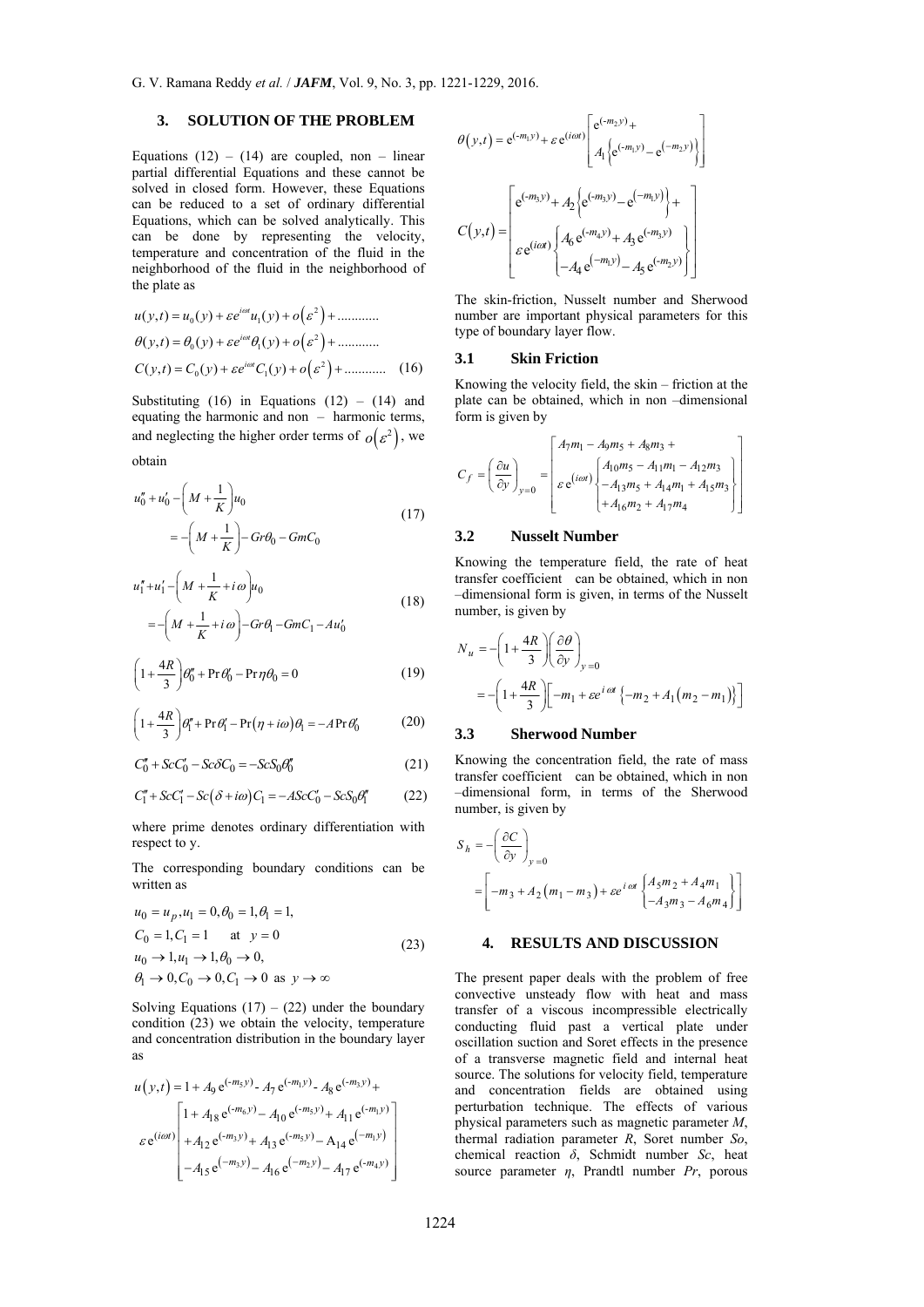## 3. SOLUTION OF THE PROBLEM

Equations (12) – (14) are coupled, non – linear partial differential Equations and these cannot be solved in closed form. However, these Equations can be reduced to a set of ordinary differential Equations, which can be solved analytically. This can be done by representing the velocity, temperature and concentration of the fluid in the neighborhood of the fluid in the neighborhood of the plate as

$$u(y,t) = u_0(y) + \varepsilon e^{i\omega t} u_1(y) + o\left(\varepsilon^2\right) + \ldots\ldots\ldots\ldots$$
$$\theta(y,t) = \theta_0(y) + \varepsilon e^{i\omega t} \theta_1(y) + o\left(\varepsilon^2\right) + \ldots\ldots\ldots\ldots$$
$$C(y,t) = C_0(y) + \varepsilon e^{i\omega t} C_1(y) + o\left(\varepsilon^2\right) + \ldots\ldots\ldots\ldots \quad (16)$$

Substituting (16) in Equations (12) – (14) and equating the harmonic and non – harmonic terms, and neglecting the higher order terms of $o\left(\varepsilon^2\right)$, we obtain

$$u_0'' + u_0' - \left(M + \frac{1}{K}\right)u_0 = -\left(M + \frac{1}{K}\right) - Gr\theta_0 - GmC_0 \quad (17)$$

$$u_1'' + u_1' - \left(M + \frac{1}{K} + i\omega\right)u_0 = -\left(M + \frac{1}{K} + i\omega\right) - Gr\theta_1 - GmC_1 - Au_0' \quad (18)$$

$$\left(1 + \frac{4R}{3}\right)\theta_0'' + \Pr\theta_0' - \Pr\eta\theta_0 = 0 \quad (19)$$

$$\left(1 + \frac{4R}{3}\right)\theta_1'' + \Pr\theta_1' - \Pr\left(\eta + i\omega\right)\theta_1 = -A\Pr\theta_0' \quad (20)$$

$$C_0'' + ScC_0' - Sc\delta C_0 = -ScS_0\theta_0'' \quad (21)$$

$$C_1'' + ScC_1' - Sc\left(\delta + i\omega\right)C_1 = -AScC_0' - ScS_0\theta_1'' \quad (22)$$

where prime denotes ordinary differentiation with respect to y.

The corresponding boundary conditions can be written as

$$\begin{aligned} &u_0 = u_p, u_1 = 0, \theta_0 = 1, \theta_1 = 1, \\ &C_0 = 1, C_1 = 1 \quad \text{at} \quad y = 0 \\ &u_0 \to 1, u_1 \to 1, \theta_0 \to 0, \\ &\theta_1 \to 0, C_0 \to 0, C_1 \to 0 \text{ as } y \to \infty \end{aligned} \quad (23)$$

Solving Equations (17) – (22) under the boundary condition (23) we obtain the velocity, temperature and concentration distribution in the boundary layer as

$$u(y,t) = 1 + A_9 e^{(-m_5 y)} - A_7 e^{(-m_1 y)} - A_8 e^{(-m_3 y)} + \varepsilon e^{(i\omega t)} \begin{bmatrix} 1 + A_{18} e^{(-m_6 y)} - A_{10} e^{(-m_5 y)} + A_{11} e^{(-m_1 y)} \\ + A_{12} e^{(-m_3 y)} + A_{13} e^{(-m_5 y)} - A_{14} e^{(-m_1 y)} \\ - A_{15} e^{(-m_3 y)} - A_{16} e^{(-m_2 y)} - A_{17} e^{(-m_4 y)} \end{bmatrix}$$

$$\theta(y,t) = e^{(-m_1 y)} + \varepsilon e^{(i\omega t)} \begin{bmatrix} e^{(-m_2 y)} + \\ A_1 \left\{ e^{(-m_1 y)} - e^{(-m_2 y)} \right\} \end{bmatrix}$$

$$C(y,t) = \begin{bmatrix} e^{(-m_3 y)} + A_2 \left\{ e^{(-m_3 y)} - e^{(-m_1 y)} \right\} + \\ \varepsilon e^{(i\omega t)} \begin{Bmatrix} A_6 e^{(-m_4 y)} + A_3 e^{(-m_3 y)} \\ - A_4 e^{(-m_1 y)} - A_5 e^{(-m_2 y)} \end{Bmatrix} \end{bmatrix}$$

The skin-friction, Nusselt number and Sherwood number are important physical parameters for this type of boundary layer flow.

### 3.1 Skin Friction

Knowing the velocity field, the skin – friction at the plate can be obtained, which in non –dimensional form is given by

$$C_f = \left(\frac{\partial u}{\partial y}\right)_{y=0} = \begin{bmatrix} A_7 m_1 - A_9 m_5 + A_8 m_3 + \\ \varepsilon e^{(i\omega t)} \begin{Bmatrix} A_{10} m_5 - A_{11} m_1 - A_{12} m_3 \\ - A_{13} m_5 + A_{14} m_1 + A_{15} m_3 \\ + A_{16} m_2 + A_{17} m_4 \end{Bmatrix} \end{bmatrix}$$

### 3.2 Nusselt Number

Knowing the temperature field, the rate of heat transfer coefficient can be obtained, which in non –dimensional form is given, in terms of the Nusselt number, is given by

$$N_u = -\left(1 + \frac{4R}{3}\right)\left(\frac{\partial \theta}{\partial y}\right)_{y=0} = -\left(1 + \frac{4R}{3}\right)\left[-m_1 + \varepsilon e^{i\omega t}\left\{-m_2 + A_1\left(m_2 - m_1\right)\right\}\right]$$

### 3.3 Sherwood Number

Knowing the concentration field, the rate of mass transfer coefficient can be obtained, which in non –dimensional form, in terms of the Sherwood number, is given by

$$S_h = -\left(\frac{\partial C}{\partial y}\right)_{y=0} = \left[-m_3 + A_2\left(m_1 - m_3\right) + \varepsilon e^{i\omega t}\begin{Bmatrix} A_5 m_2 + A_4 m_1 \\ - A_3 m_3 - A_6 m_4 \end{Bmatrix}\right]$$

## 4. RESULTS AND DISCUSSION

The present paper deals with the problem of free convective unsteady flow with heat and mass transfer of a viscous incompressible electrically conducting fluid past a vertical plate under oscillation suction and Soret effects in the presence of a transverse magnetic field and internal heat source. The solutions for velocity field, temperature and concentration fields are obtained using perturbation technique. The effects of various physical parameters such as magnetic parameter *M*, thermal radiation parameter *R*, Soret number *So*, chemical reaction *δ*, Schmidt number *Sc*, heat source parameter *η*, Prandtl number *Pr*, porous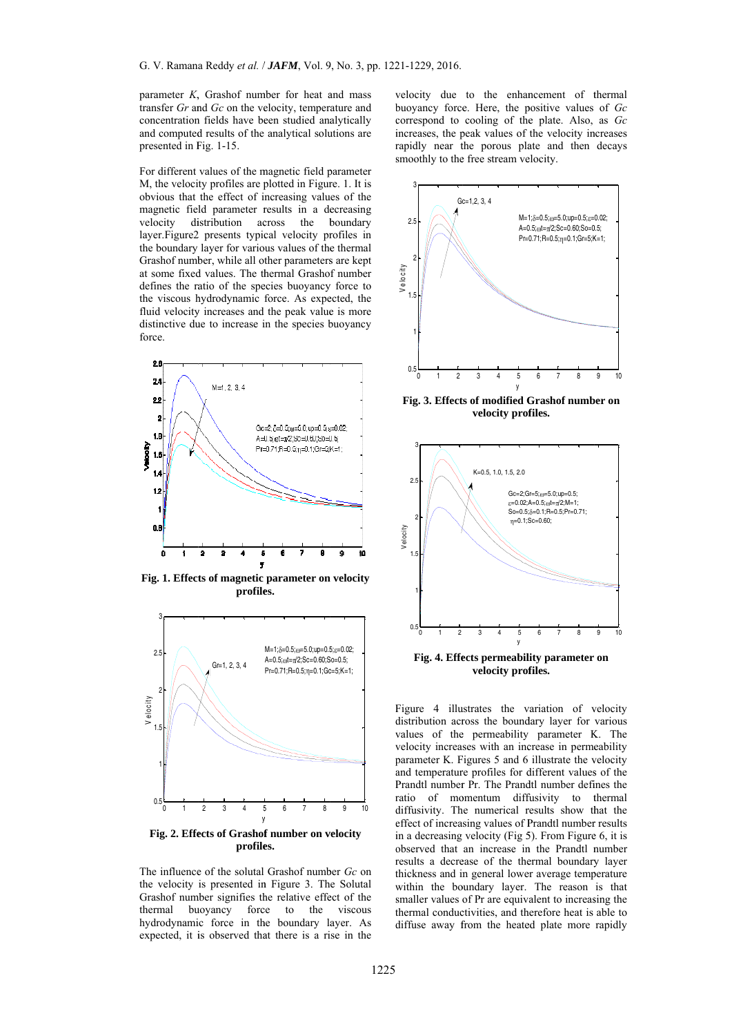parameter *K*, Grashof number for heat and mass transfer *Gr* and *Gc* on the velocity, temperature and concentration fields have been studied analytically and computed results of the analytical solutions are presented in Fig. 1-15.

For different values of the magnetic field parameter M, the velocity profiles are plotted in Figure. 1. It is obvious that the effect of increasing values of the magnetic field parameter results in a decreasing velocity distribution across the boundary layer.Figure2 presents typical velocity profiles in the boundary layer for various values of the thermal Grashof number, while all other parameters are kept at some fixed values. The thermal Grashof number defines the ratio of the species buoyancy force to the viscous hydrodynamic force. As expected, the fluid velocity increases and the peak value is more distinctive due to increase in the species buoyancy force.

**Fig. 1. Effects of magnetic parameter on velocity profiles.**

**Fig. 2. Effects of Grashof number on velocity profiles.**

The influence of the solutal Grashof number *Gc* on the velocity is presented in Figure 3. The Solutal Grashof number signifies the relative effect of the thermal buoyancy force to the viscous hydrodynamic force in the boundary layer. As expected, it is observed that there is a rise in the velocity due to the enhancement of thermal buoyancy force. Here, the positive values of *Gc* correspond to cooling of the plate. Also, as *Gc* increases, the peak values of the velocity increases rapidly near the porous plate and then decays smoothly to the free stream velocity.

**Fig. 3. Effects of modified Grashof number on velocity profiles.**

**Fig. 4. Effects permeability parameter on velocity profiles.**

Figure 4 illustrates the variation of velocity distribution across the boundary layer for various values of the permeability parameter K. The velocity increases with an increase in permeability parameter K. Figures 5 and 6 illustrate the velocity and temperature profiles for different values of the Prandtl number Pr. The Prandtl number defines the ratio of momentum diffusivity to thermal diffusivity. The numerical results show that the effect of increasing values of Prandtl number results in a decreasing velocity (Fig 5). From Figure 6, it is observed that an increase in the Prandtl number results a decrease of the thermal boundary layer thickness and in general lower average temperature within the boundary layer. The reason is that smaller values of Pr are equivalent to increasing the thermal conductivities, and therefore heat is able to diffuse away from the heated plate more rapidly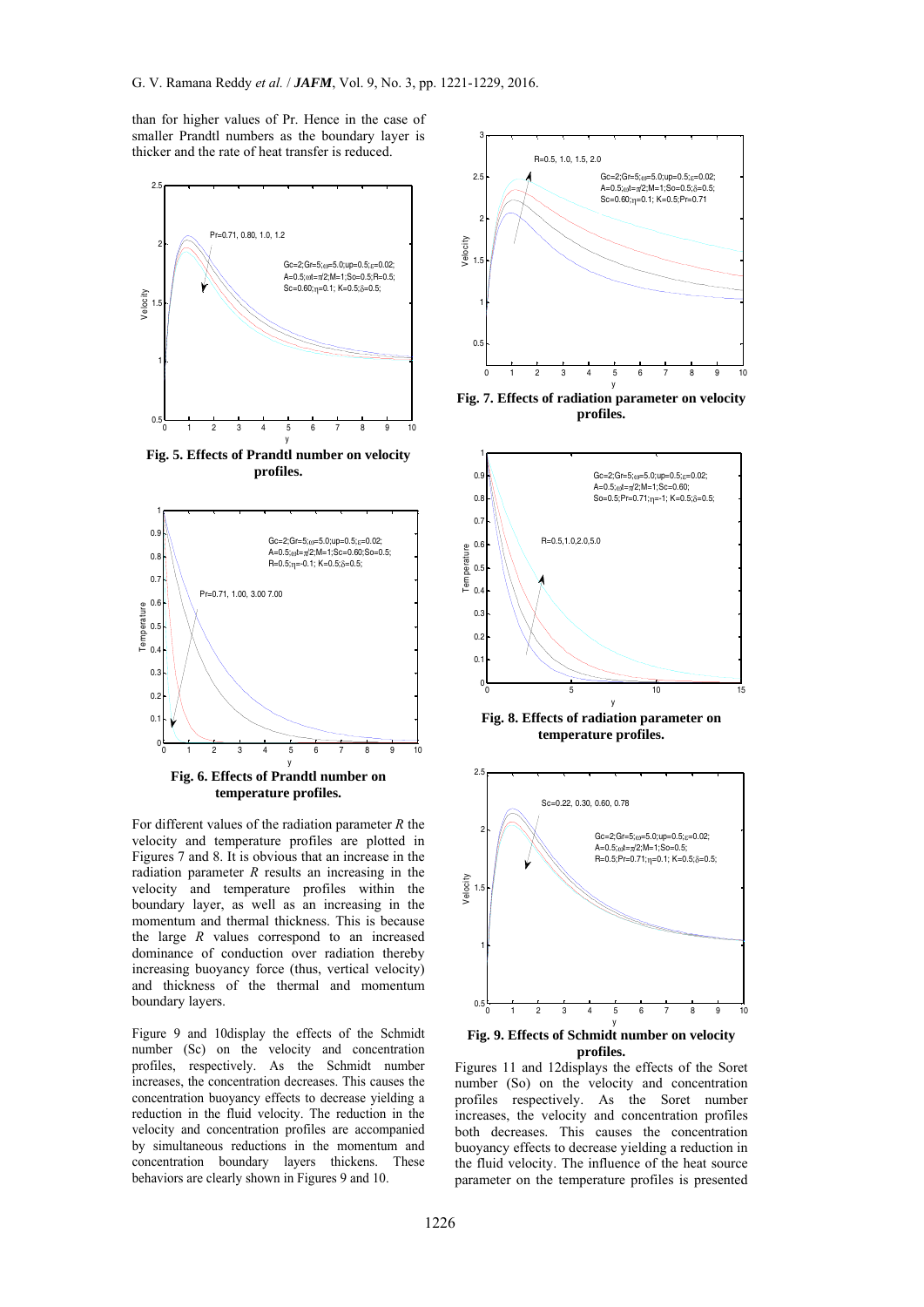than for higher values of Pr. Hence in the case of smaller Prandtl numbers as the boundary layer is thicker and the rate of heat transfer is reduced.

**Fig. 5. Effects of Prandtl number on velocity profiles.**

**Fig. 6. Effects of Prandtl number on temperature profiles.**

For different values of the radiation parameter $R$ the velocity and temperature profiles are plotted in Figures 7 and 8. It is obvious that an increase in the radiation parameter $R$ results an increasing in the velocity and temperature profiles within the boundary layer, as well as an increasing in the momentum and thermal thickness. This is because the large $R$ values correspond to an increased dominance of conduction over radiation thereby increasing buoyancy force (thus, vertical velocity) and thickness of the thermal and momentum boundary layers.

Figure 9 and 10display the effects of the Schmidt number (Sc) on the velocity and concentration profiles, respectively. As the Schmidt number increases, the concentration decreases. This causes the concentration buoyancy effects to decrease yielding a reduction in the fluid velocity. The reduction in the velocity and concentration profiles are accompanied by simultaneous reductions in the momentum and concentration boundary layers thickens. These behaviors are clearly shown in Figures 9 and 10.

**Fig. 7. Effects of radiation parameter on velocity profiles.**

**Fig. 8. Effects of radiation parameter on temperature profiles.**

**Fig. 9. Effects of Schmidt number on velocity profiles.**

Figures 11 and 12displays the effects of the Soret number (So) on the velocity and concentration profiles respectively. As the Soret number increases, the velocity and concentration profiles both decreases. This causes the concentration buoyancy effects to decrease yielding a reduction in the fluid velocity. The influence of the heat source parameter on the temperature profiles is presented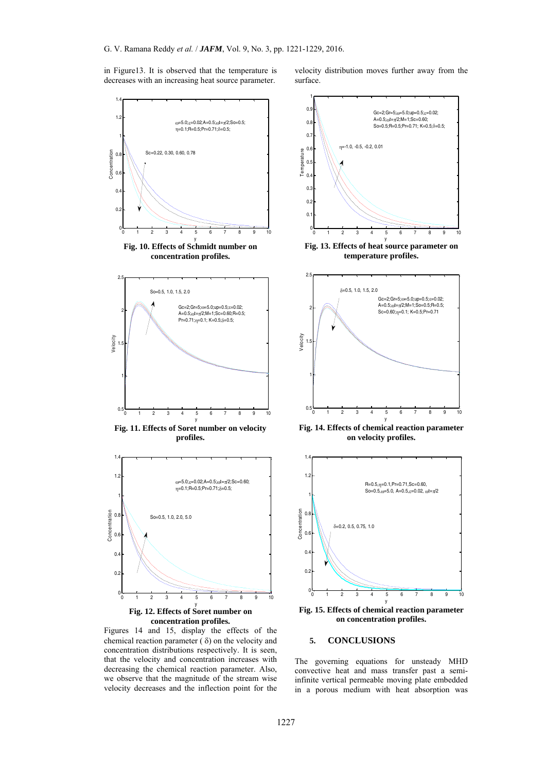in Figure13. It is observed that the temperature is decreases with an increasing heat source parameter.

velocity distribution moves further away from the surface.

**Fig. 10. Effects of Schmidt number on concentration profiles.**

**Fig. 11. Effects of Soret number on velocity profiles.**

**Fig. 12. Effects of Soret number on concentration profiles.**

**Fig. 13. Effects of heat source parameter on temperature profiles.**

**Fig. 14. Effects of chemical reaction parameter on velocity profiles.**

**Fig. 15. Effects of chemical reaction parameter on concentration profiles.**

Figures 14 and 15, display the effects of the chemical reaction parameter ( $\delta$) on the velocity and concentration distributions respectively. It is seen, that the velocity and concentration increases with decreasing the chemical reaction parameter. Also, we observe that the magnitude of the stream wise velocity decreases and the inflection point for the

## 5. CONCLUSIONS

The governing equations for unsteady MHD convective heat and mass transfer past a semi-infinite vertical permeable moving plate embedded in a porous medium with heat absorption was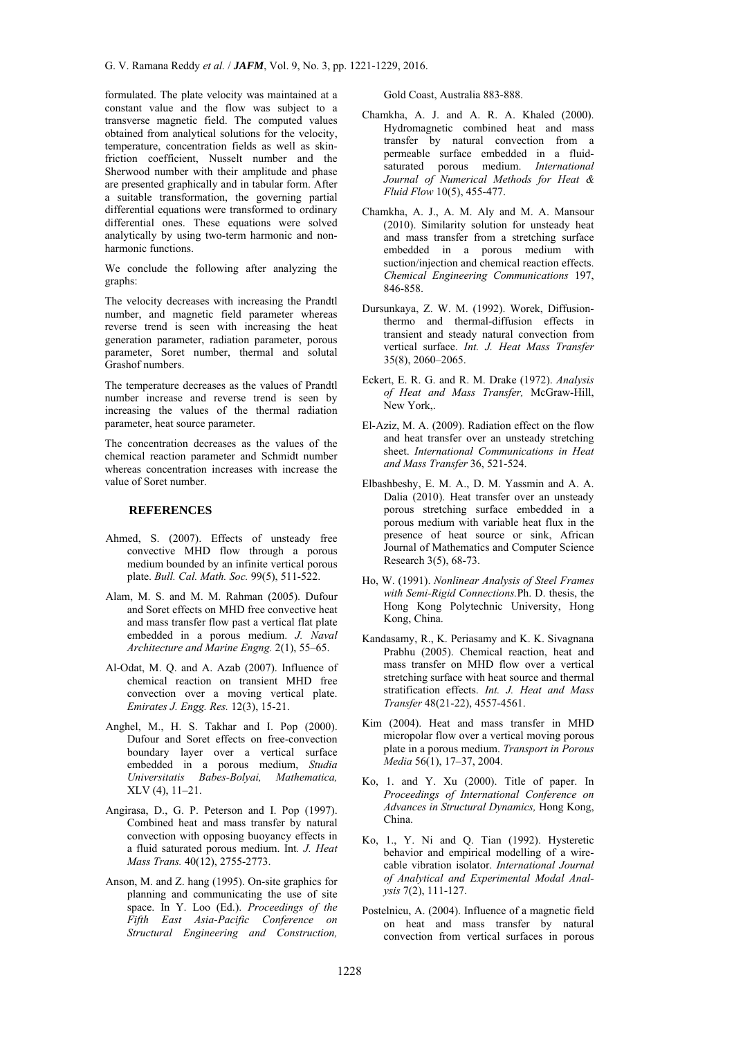formulated. The plate velocity was maintained at a constant value and the flow was subject to a transverse magnetic field. The computed values obtained from analytical solutions for the velocity, temperature, concentration fields as well as skin-friction coefficient, Nusselt number and the Sherwood number with their amplitude and phase are presented graphically and in tabular form. After a suitable transformation, the governing partial differential equations were transformed to ordinary differential ones. These equations were solved analytically by using two-term harmonic and non-harmonic functions.

We conclude the following after analyzing the graphs:

The velocity decreases with increasing the Prandtl number, and magnetic field parameter whereas reverse trend is seen with increasing the heat generation parameter, radiation parameter, porous parameter, Soret number, thermal and solutal Grashof numbers.

The temperature decreases as the values of Prandtl number increase and reverse trend is seen by increasing the values of the thermal radiation parameter, heat source parameter.

The concentration decreases as the values of the chemical reaction parameter and Schmidt number whereas concentration increases with increase the value of Soret number.

## REFERENCES

Ahmed, S. (2007). Effects of unsteady free convective MHD flow through a porous medium bounded by an infinite vertical porous plate. *Bull. Cal. Math. Soc.* 99(5), 511-522.

Alam, M. S. and M. M. Rahman (2005). Dufour and Soret effects on MHD free convective heat and mass transfer flow past a vertical flat plate embedded in a porous medium. *J. Naval Architecture and Marine Engng.* 2(1), 55–65.

Al-Odat, M. Q. and A. Azab (2007). Influence of chemical reaction on transient MHD free convection over a moving vertical plate. *Emirates J. Engg. Res.* 12(3), 15-21.

Anghel, M., H. S. Takhar and I. Pop (2000). Dufour and Soret effects on free-convection boundary layer over a vertical surface embedded in a porous medium, *Studia Universitatis Babes-Bolyai, Mathematica,* XLV (4), 11–21.

Angirasa, D., G. P. Peterson and I. Pop (1997). Combined heat and mass transfer by natural convection with opposing buoyancy effects in a fluid saturated porous medium. Int*. J. Heat Mass Trans.* 40(12), 2755-2773.

Anson, M. and Z. hang (1995). On-site graphics for planning and communicating the use of site space. In Y. Loo (Ed.). *Proceedings of the Fifth East Asia-Pacific Conference on Structural Engineering and Construction,* Gold Coast, Australia 883-888.

Chamkha, A. J. and A. R. A. Khaled (2000). Hydromagnetic combined heat and mass transfer by natural convection from a permeable surface embedded in a fluid-saturated porous medium. *International Journal of Numerical Methods for Heat & Fluid Flow* 10(5), 455-477.

Chamkha, A. J., A. M. Aly and M. A. Mansour (2010). Similarity solution for unsteady heat and mass transfer from a stretching surface embedded in a porous medium with suction/injection and chemical reaction effects. *Chemical Engineering Communications* 197, 846-858.

Dursunkaya, Z. W. M. (1992). Worek, Diffusion-thermo and thermal-diffusion effects in transient and steady natural convection from vertical surface. *Int. J. Heat Mass Transfer* 35(8), 2060–2065.

Eckert, E. R. G. and R. M. Drake (1972). *Analysis of Heat and Mass Transfer,* McGraw-Hill, New York,.

El-Aziz, M. A. (2009). Radiation effect on the flow and heat transfer over an unsteady stretching sheet. *International Communications in Heat and Mass Transfer* 36, 521-524.

Elbashbeshy, E. M. A., D. M. Yassmin and A. A. Dalia (2010). Heat transfer over an unsteady porous stretching surface embedded in a porous medium with variable heat flux in the presence of heat source or sink, African Journal of Mathematics and Computer Science Research 3(5), 68-73.

Ho, W. (1991). *Nonlinear Analysis of Steel Frames with Semi-Rigid Connections.*Ph. D. thesis, the Hong Kong Polytechnic University, Hong Kong, China.

Kandasamy, R., K. Periasamy and K. K. Sivagnana Prabhu (2005). Chemical reaction, heat and mass transfer on MHD flow over a vertical stretching surface with heat source and thermal stratification effects. *Int. J. Heat and Mass Transfer* 48(21-22), 4557-4561.

Kim (2004). Heat and mass transfer in MHD micropolar flow over a vertical moving porous plate in a porous medium. *Transport in Porous Media* 56(1), 17–37, 2004.

Ko, 1. and Y. Xu (2000). Title of paper. In *Proceedings of International Conference on Advances in Structural Dynamics,* Hong Kong, China.

Ko, 1., Y. Ni and Q. Tian (1992). Hysteretic behavior and empirical modelling of a wire-cable vibration isolator. *International Journal of Analytical and Experimental Modal Analysis* 7(2), 111-127.

Postelnicu, A. (2004). Influence of a magnetic field on heat and mass transfer by natural convection from vertical surfaces in porous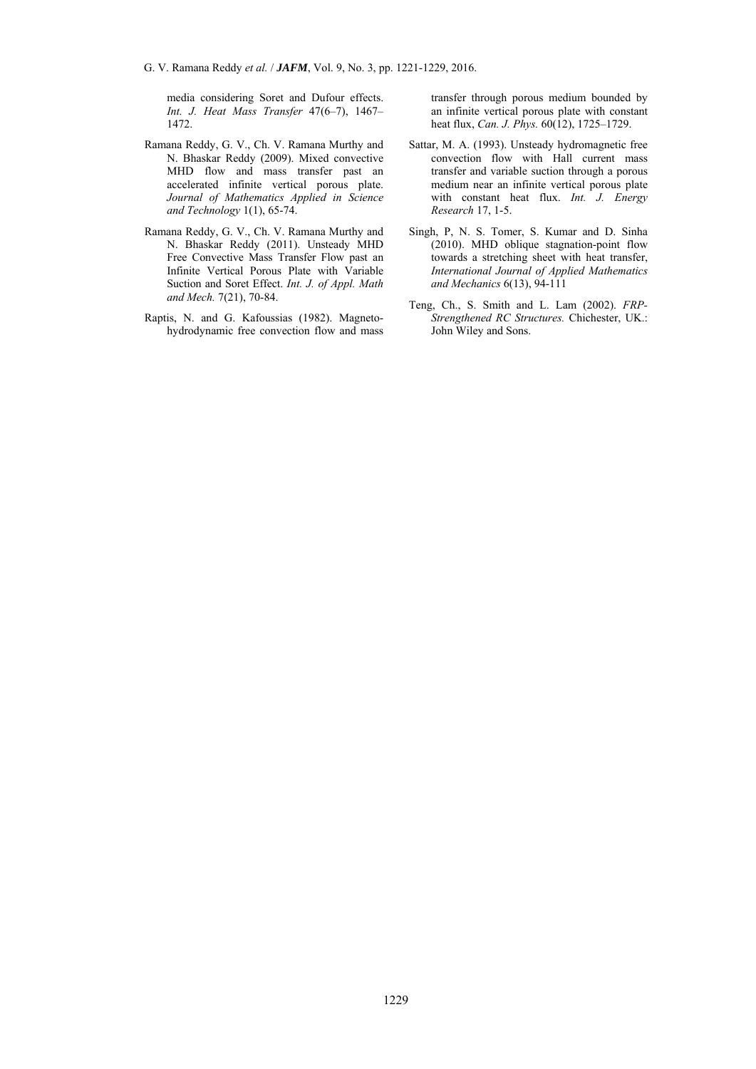media considering Soret and Dufour effects. *Int. J. Heat Mass Transfer* 47(6–7), 1467–1472.

Ramana Reddy, G. V., Ch. V. Ramana Murthy and N. Bhaskar Reddy (2009). Mixed convective MHD flow and mass transfer past an accelerated infinite vertical porous plate. *Journal of Mathematics Applied in Science and Technology* 1(1), 65-74.

Ramana Reddy, G. V., Ch. V. Ramana Murthy and N. Bhaskar Reddy (2011). Unsteady MHD Free Convective Mass Transfer Flow past an Infinite Vertical Porous Plate with Variable Suction and Soret Effect. *Int. J. of Appl. Math and Mech.* 7(21), 70-84.

Raptis, N. and G. Kafoussias (1982). Magnetohydrodynamic free convection flow and mass transfer through porous medium bounded by an infinite vertical porous plate with constant heat flux, *Can. J. Phys.* 60(12), 1725–1729.

Sattar, M. A. (1993). Unsteady hydromagnetic free convection flow with Hall current mass transfer and variable suction through a porous medium near an infinite vertical porous plate with constant heat flux. *Int. J. Energy Research* 17, 1-5.

Singh, P, N. S. Tomer, S. Kumar and D. Sinha (2010). MHD oblique stagnation-point flow towards a stretching sheet with heat transfer, *International Journal of Applied Mathematics and Mechanics* 6(13), 94-111

Teng, Ch., S. Smith and L. Lam (2002). *FRP-Strengthened RC Structures.* Chichester, UK.: John Wiley and Sons.